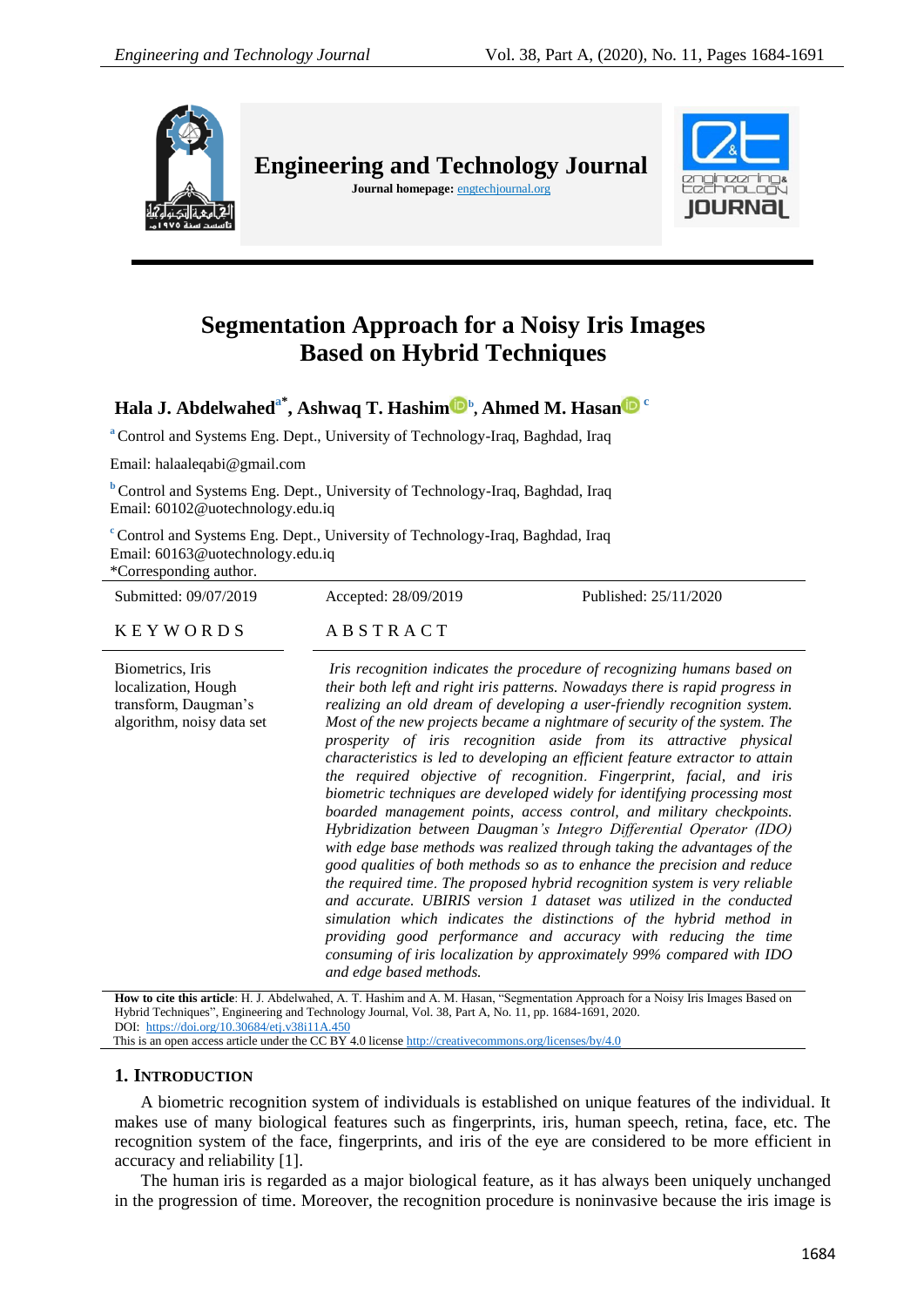# Segmentation Approach for a Noisy Iris Images Based on Hybrid Techniques

**Hala J. Abdelwahed[a*], Ashwaq T. Hashim[b], Ahmed M. Hasan[c]**

[a] Control and Systems Eng. Dept., University of Technology-Iraq, Baghdad, Iraq

Email: halaaleqabi@gmail.com

[b] Control and Systems Eng. Dept., University of Technology-Iraq, Baghdad, Iraq
Email: 60102@uotechnology.edu.iq

[c] Control and Systems Eng. Dept., University of Technology-Iraq, Baghdad, Iraq
Email: 60163@uotechnology.edu.iq
*Corresponding author.

Submitted: 09/07/2019 Accepted: 28/09/2019 Published: 25/11/2020

## KEYWORDS

Biometrics, Iris localization, Hough transform, Daugman's algorithm, noisy data set

## ABSTRACT

*Iris recognition indicates the procedure of recognizing humans based on their both left and right iris patterns. Nowadays there is rapid progress in realizing an old dream of developing a user-friendly recognition system. Most of the new projects became a nightmare of security of the system. The prosperity of iris recognition aside from its attractive physical characteristics is led to developing an efficient feature extractor to attain the required objective of recognition. Fingerprint, facial, and iris biometric techniques are developed widely for identifying processing most boarded management points, access control, and military checkpoints. Hybridization between Daugman's Integro Differential Operator (IDO) with edge base methods was realized through taking the advantages of the good qualities of both methods so as to enhance the precision and reduce the required time. The proposed hybrid recognition system is very reliable and accurate. UBIRIS version 1 dataset was utilized in the conducted simulation which indicates the distinctions of the hybrid method in providing good performance and accuracy with reducing the time consuming of iris localization by approximately 99% compared with IDO and edge based methods.*

**How to cite this article**: H. J. Abdelwahed, A. T. Hashim and A. M. Hasan, "Segmentation Approach for a Noisy Iris Images Based on Hybrid Techniques", Engineering and Technology Journal, Vol. 38, Part A, No. 11, pp. 1684-1691, 2020.
DOI: https://doi.org/10.30684/etj.v38i11A.450
This is an open access article under the CC BY 4.0 license http://creativecommons.org/licenses/by/4.0

## 1. Introduction

A biometric recognition system of individuals is established on unique features of the individual. It makes use of many biological features such as fingerprints, iris, human speech, retina, face, etc. The recognition system of the face, fingerprints, and iris of the eye are considered to be more efficient in accuracy and reliability [1].

The human iris is regarded as a major biological feature, as it has always been uniquely unchanged in the progression of time. Moreover, the recognition procedure is noninvasive because the iris image is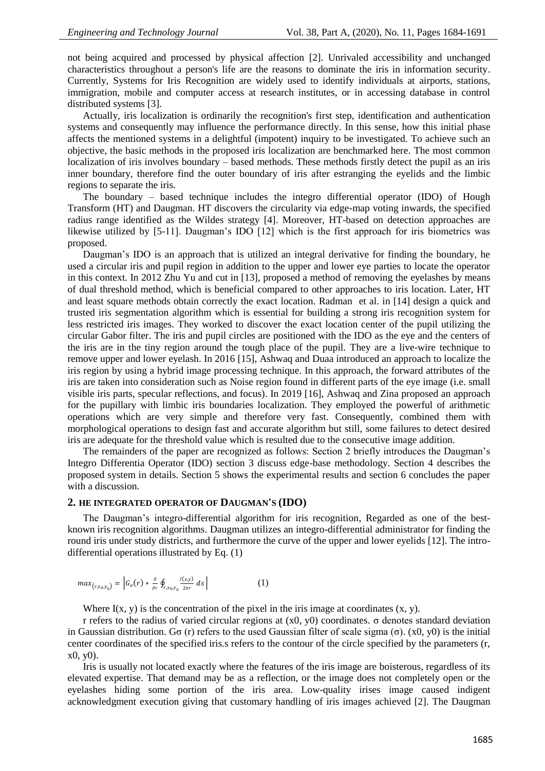not being acquired and processed by physical affection [2]. Unrivaled accessibility and unchanged characteristics throughout a person's life are the reasons to dominate the iris in information security. Currently, Systems for Iris Recognition are widely used to identify individuals at airports, stations, immigration, mobile and computer access at research institutes, or in accessing database in control distributed systems [3].

Actually, iris localization is ordinarily the recognition's first step, identification and authentication systems and consequently may influence the performance directly. In this sense, how this initial phase affects the mentioned systems in a delightful (impotent) inquiry to be investigated. To achieve such an objective, the basic methods in the proposed iris localization are benchmarked here. The most common localization of iris involves boundary – based methods. These methods firstly detect the pupil as an iris inner boundary, therefore find the outer boundary of iris after estranging the eyelids and the limbic regions to separate the iris.

The boundary – based technique includes the integro differential operator (IDO) of Hough Transform (HT) and Daugman. HT discovers the circularity via edge-map voting inwards, the specified radius range identified as the Wildes strategy [4]. Moreover, HT-based on detection approaches are likewise utilized by [5-11]. Daugman's IDO [12] which is the first approach for iris biometrics was proposed.

Daugman's IDO is an approach that is utilized an integral derivative for finding the boundary, he used a circular iris and pupil region in addition to the upper and lower eye parties to locate the operator in this context. In 2012 Zhu Yu and cut in [13], proposed a method of removing the eyelashes by means of dual threshold method, which is beneficial compared to other approaches to iris location. Later, HT and least square methods obtain correctly the exact location. Radman et al. in [14] design a quick and trusted iris segmentation algorithm which is essential for building a strong iris recognition system for less restricted iris images. They worked to discover the exact location center of the pupil utilizing the circular Gabor filter. The iris and pupil circles are positioned with the IDO as the eye and the centers of the iris are in the tiny region around the tough place of the pupil. They are a live-wire technique to remove upper and lower eyelash. In 2016 [15], Ashwaq and Duaa introduced an approach to localize the iris region by using a hybrid image processing technique. In this approach, the forward attributes of the iris are taken into consideration such as Noise region found in different parts of the eye image (i.e. small visible iris parts, specular reflections, and focus). In 2019 [16], Ashwaq and Zina proposed an approach for the pupillary with limbic iris boundaries localization. They employed the powerful of arithmetic operations which are very simple and therefore very fast. Consequently, combined them with morphological operations to design fast and accurate algorithm but still, some failures to detect desired iris are adequate for the threshold value which is resulted due to the consecutive image addition.

The remainders of the paper are recognized as follows: Section 2 briefly introduces the Daugman's Integro Differentia Operator (IDO) section 3 discuss edge-base methodology. Section 4 describes the proposed system in details. Section 5 shows the experimental results and section 6 concludes the paper with a discussion.

## 2. HE INTEGRATED OPERATOR OF DAUGMAN'S (IDO)

The Daugman's integro-differential algorithm for iris recognition, Regarded as one of the best-known iris recognition algorithms. Daugman utilizes an integro-differential administrator for finding the round iris under study districts, and furthermore the curve of the upper and lower eyelids [12]. The intro-differential operations illustrated by Eq. (1)

$$max_{(r,x_0,y_0)} = \left| G_\sigma(r) * \frac{\partial}{\partial r} \oint_{r,x_0,y_0} \frac{I(x,y)}{2\pi r} \, ds \right| \qquad (1)$$

Where I(x, y) is the concentration of the pixel in the iris image at coordinates (x, y).

r refers to the radius of varied circular regions at (x0, y0) coordinates. σ denotes standard deviation in Gaussian distribution. Gσ (r) refers to the used Gaussian filter of scale sigma (σ). (x0, y0) is the initial center coordinates of the specified iris.s refers to the contour of the circle specified by the parameters (r, x0, y0).

Iris is usually not located exactly where the features of the iris image are boisterous, regardless of its elevated expertise. That demand may be as a reflection, or the image does not completely open or the eyelashes hiding some portion of the iris area. Low-quality irises image caused indigent acknowledgment execution giving that customary handling of iris images achieved [2]. The Daugman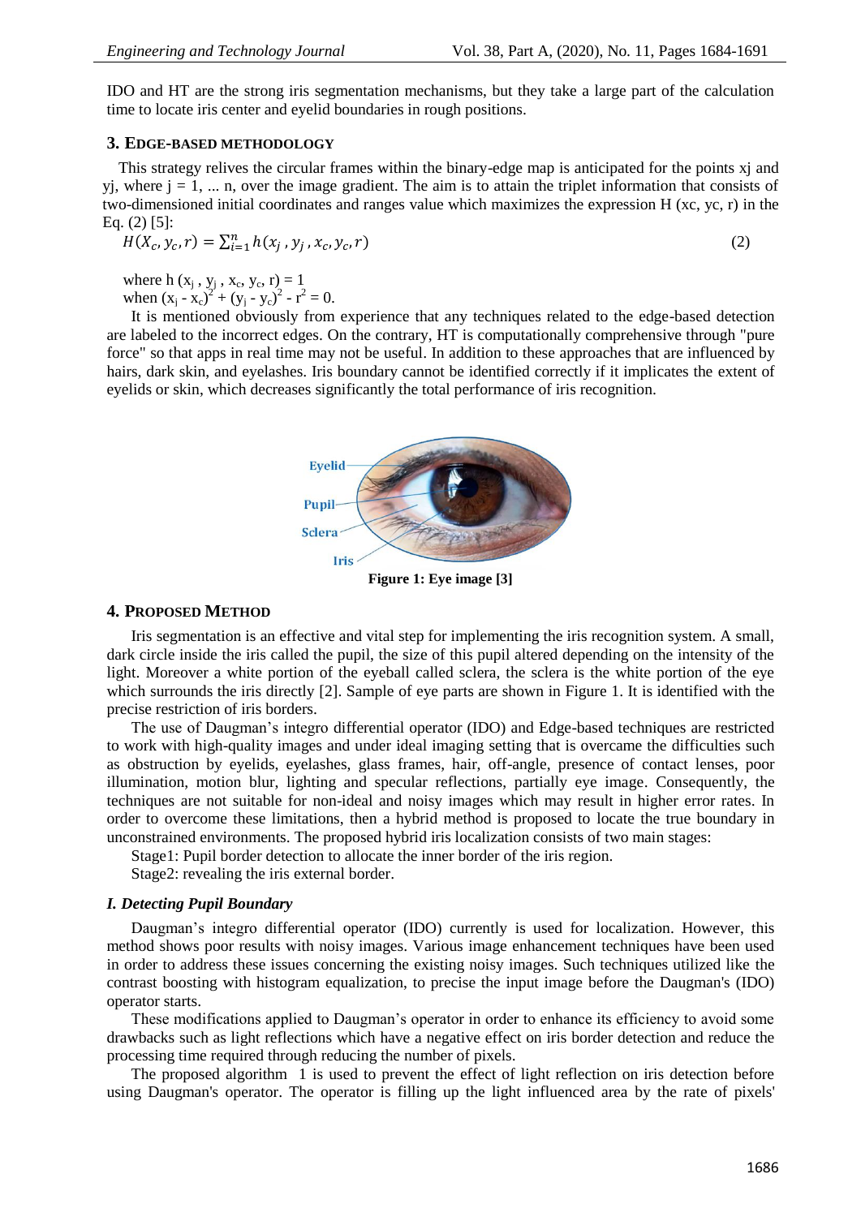IDO and HT are the strong iris segmentation mechanisms, but they take a large part of the calculation time to locate iris center and eyelid boundaries in rough positions.

### 3. Edge-based methodology

This strategy relives the circular frames within the binary-edge map is anticipated for the points xj and yj, where j = 1, ... n, over the image gradient. The aim is to attain the triplet information that consists of two-dimensioned initial coordinates and ranges value which maximizes the expression H (xc, yc, r) in the Eq. (2) [5]:

$$H(X_c, y_c, r) = \sum_{i=1}^{n} h(x_j, y_j, x_c, y_c, r) \tag{2}$$

where $h(x_j, y_j, x_c, y_c, r) = 1$
when $(x_j - x_c)^2 + (y_j - y_c)^2 - r^2 = 0$.

It is mentioned obviously from experience that any techniques related to the edge-based detection are labeled to the incorrect edges. On the contrary, HT is computationally comprehensive through "pure force" so that apps in real time may not be useful. In addition to these approaches that are influenced by hairs, dark skin, and eyelashes. Iris boundary cannot be identified correctly if it implicates the extent of eyelids or skin, which decreases significantly the total performance of iris recognition.

Eyelid
Pupil
Sclera
Iris

**Figure 1: Eye image [3]**

### 4. Proposed Method

Iris segmentation is an effective and vital step for implementing the iris recognition system. A small, dark circle inside the iris called the pupil, the size of this pupil altered depending on the intensity of the light. Moreover a white portion of the eyeball called sclera, the sclera is the white portion of the eye which surrounds the iris directly [2]. Sample of eye parts are shown in Figure 1. It is identified with the precise restriction of iris borders.

The use of Daugman's integro differential operator (IDO) and Edge-based techniques are restricted to work with high-quality images and under ideal imaging setting that is overcame the difficulties such as obstruction by eyelids, eyelashes, glass frames, hair, off-angle, presence of contact lenses, poor illumination, motion blur, lighting and specular reflections, partially eye image. Consequently, the techniques are not suitable for non-ideal and noisy images which may result in higher error rates. In order to overcome these limitations, then a hybrid method is proposed to locate the true boundary in unconstrained environments. The proposed hybrid iris localization consists of two main stages:

Stage1: Pupil border detection to allocate the inner border of the iris region.

Stage2: revealing the iris external border.

#### *I. Detecting Pupil Boundary*

Daugman's integro differential operator (IDO) currently is used for localization. However, this method shows poor results with noisy images. Various image enhancement techniques have been used in order to address these issues concerning the existing noisy images. Such techniques utilized like the contrast boosting with histogram equalization, to precise the input image before the Daugman's (IDO) operator starts.

These modifications applied to Daugman's operator in order to enhance its efficiency to avoid some drawbacks such as light reflections which have a negative effect on iris border detection and reduce the processing time required through reducing the number of pixels.

The proposed algorithm 1 is used to prevent the effect of light reflection on iris detection before using Daugman's operator. The operator is filling up the light influenced area by the rate of pixels'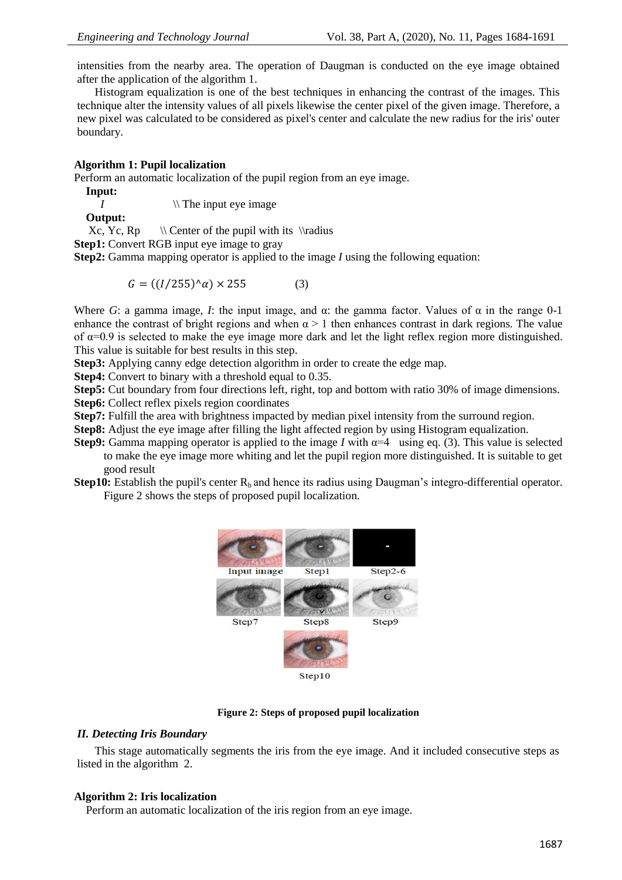intensities from the nearby area. The operation of Daugman is conducted on the eye image obtained after the application of the algorithm 1.

Histogram equalization is one of the best techniques in enhancing the contrast of the images. This technique alter the intensity values of all pixels likewise the center pixel of the given image. Therefore, a new pixel was calculated to be considered as pixel's center and calculate the new radius for the iris' outer boundary.

**Algorithm 1: Pupil localization**

Perform an automatic localization of the pupil region from an eye image.

**Input:**

*I* \\ The input eye image

**Output:**

Xc, Yc, Rp \\ Center of the pupil with its \\radius

**Step1:** Convert RGB input eye image to gray

**Step2:** Gamma mapping operator is applied to the image *I* using the following equation:

$$G = ((I/255)^\wedge\alpha) \times 255 \qquad (3)$$

Where *G*: a gamma image, *I*: the input image, and α: the gamma factor. Values of α in the range 0-1 enhance the contrast of bright regions and when $\alpha > 1$ then enhances contrast in dark regions. The value of α=0.9 is selected to make the eye image more dark and let the light reflex region more distinguished. This value is suitable for best results in this step.

**Step3:** Applying canny edge detection algorithm in order to create the edge map.

**Step4:** Convert to binary with a threshold equal to 0.35.

**Step5:** Cut boundary from four directions left, right, top and bottom with ratio 30% of image dimensions.

**Step6:** Collect reflex pixels region coordinates

**Step7:** Fulfill the area with brightness impacted by median pixel intensity from the surround region.

**Step8:** Adjust the eye image after filling the light affected region by using Histogram equalization.

**Step9:** Gamma mapping operator is applied to the image *I* with α=4 using eq. (3). This value is selected to make the eye image more whiting and let the pupil region more distinguished. It is suitable to get good result

**Step10:** Establish the pupil's center $R_b$ and hence its radius using Daugman's integro-differential operator. Figure 2 shows the steps of proposed pupil localization.

Input image, Step1, Step2-6, Step7, Step8, Step9, Step10

**Figure 2: Steps of proposed pupil localization**

### *II. Detecting Iris Boundary*

This stage automatically segments the iris from the eye image. And it included consecutive steps as listed in the algorithm 2.

**Algorithm 2: Iris localization**

Perform an automatic localization of the iris region from an eye image.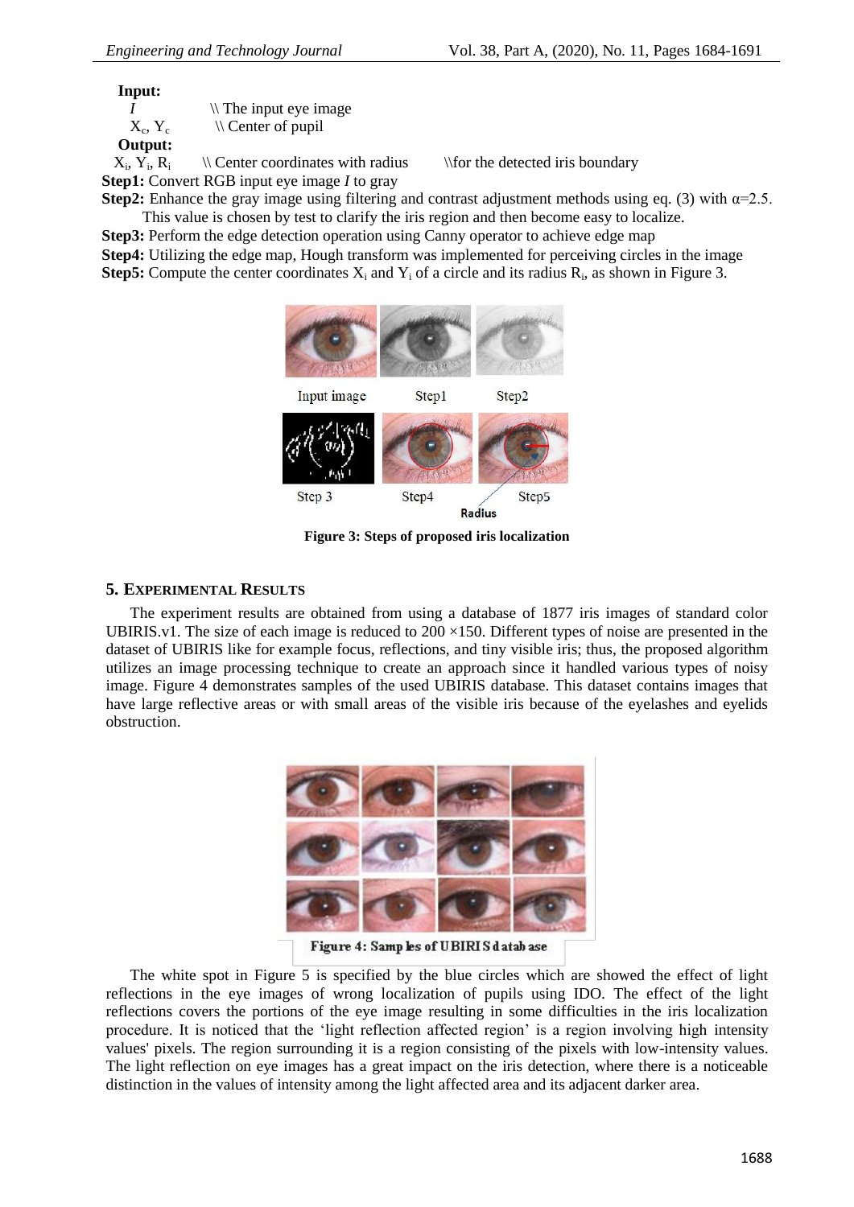**Input:**

$I$ \\ The input eye image

$X_c$, $Y_c$ \\ Center of pupil

**Output:**

$X_i$, $Y_i$, $R_i$ \\ Center coordinates with radius \\for the detected iris boundary

**Step1:** Convert RGB input eye image *I* to gray

**Step2:** Enhance the gray image using filtering and contrast adjustment methods using eq. (3) with α=2.5. This value is chosen by test to clarify the iris region and then become easy to localize.

**Step3:** Perform the edge detection operation using Canny operator to achieve edge map

**Step4:** Utilizing the edge map, Hough transform was implemented for perceiving circles in the image

**Step5:** Compute the center coordinates $X_i$ and $Y_i$ of a circle and its radius $R_i$, as shown in Figure 3.

**Figure 3: Steps of proposed iris localization**

## 5. Experimental Results

The experiment results are obtained from using a database of 1877 iris images of standard color UBIRIS.v1. The size of each image is reduced to 200 ×150. Different types of noise are presented in the dataset of UBIRIS like for example focus, reflections, and tiny visible iris; thus, the proposed algorithm utilizes an image processing technique to create an approach since it handled various types of noisy image. Figure 4 demonstrates samples of the used UBIRIS database. This dataset contains images that have large reflective areas or with small areas of the visible iris because of the eyelashes and eyelids obstruction.

**Figure 4: Samples of UBIRIS database**

The white spot in Figure 5 is specified by the blue circles which are showed the effect of light reflections in the eye images of wrong localization of pupils using IDO. The effect of the light reflections covers the portions of the eye image resulting in some difficulties in the iris localization procedure. It is noticed that the 'light reflection affected region' is a region involving high intensity values' pixels. The region surrounding it is a region consisting of the pixels with low-intensity values. The light reflection on eye images has a great impact on the iris detection, where there is a noticeable distinction in the values of intensity among the light affected area and its adjacent darker area.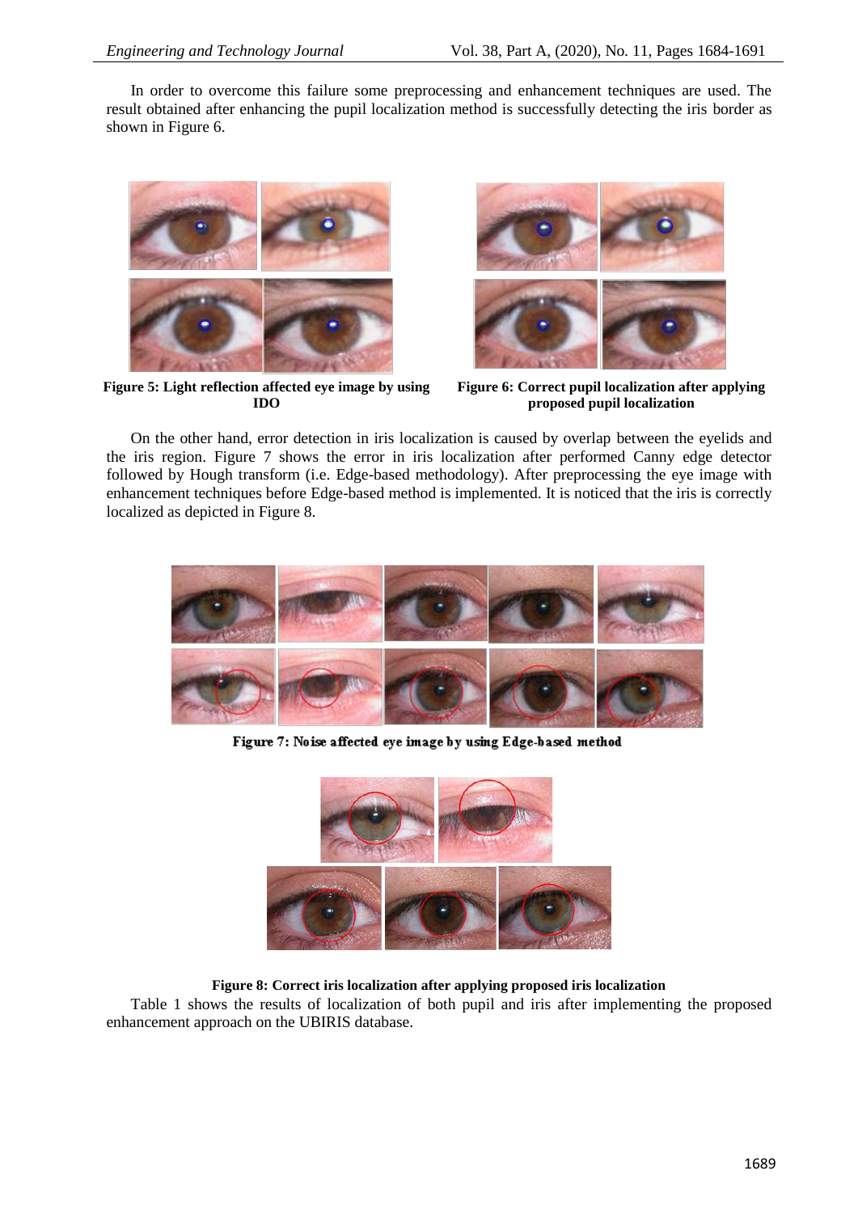In order to overcome this failure some preprocessing and enhancement techniques are used. The result obtained after enhancing the pupil localization method is successfully detecting the iris border as shown in Figure 6.

**Figure 5: Light reflection affected eye image by using IDO**

**Figure 6: Correct pupil localization after applying proposed pupil localization**

On the other hand, error detection in iris localization is caused by overlap between the eyelids and the iris region. Figure 7 shows the error in iris localization after performed Canny edge detector followed by Hough transform (i.e. Edge-based methodology). After preprocessing the eye image with enhancement techniques before Edge-based method is implemented. It is noticed that the iris is correctly localized as depicted in Figure 8.

**Figure 7: Noise affected eye image by using Edge-based method**

**Figure 8: Correct iris localization after applying proposed iris localization**

Table 1 shows the results of localization of both pupil and iris after implementing the proposed enhancement approach on the UBIRIS database.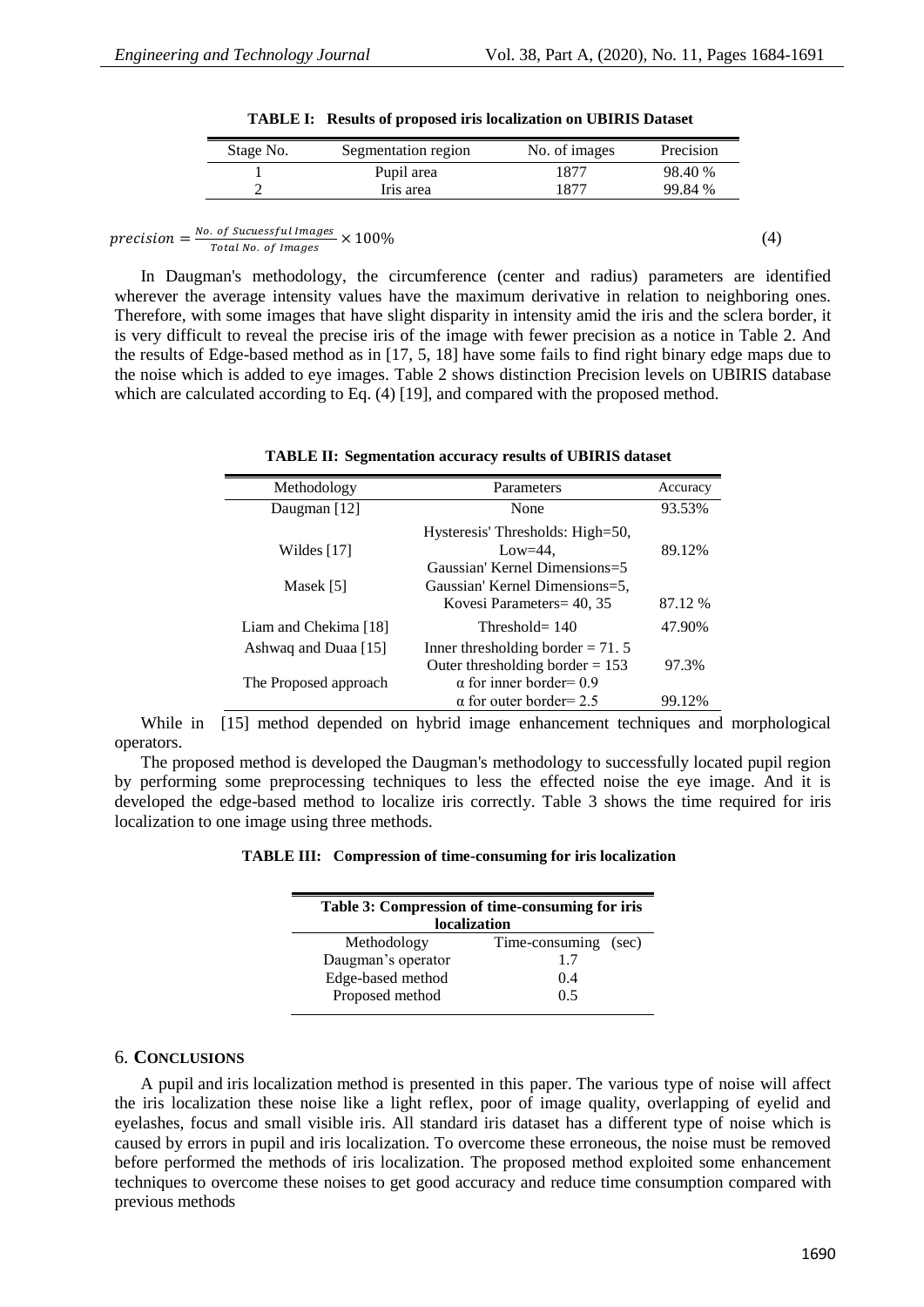**TABLE I: Results of proposed iris localization on UBIRIS Dataset**

| Stage No. | Segmentation region | No. of images | Precision |
|---|---|---|---|
| 1 | Pupil area | 1877 | 98.40 % |
| 2 | Iris area | 1877 | 99.84 % |

$$precision = \frac{No.\ of\ Sucuessful\ Images}{Total\ No.\ of\ Images} \times 100\% \qquad (4)$$

In Daugman's methodology, the circumference (center and radius) parameters are identified wherever the average intensity values have the maximum derivative in relation to neighboring ones. Therefore, with some images that have slight disparity in intensity amid the iris and the sclera border, it is very difficult to reveal the precise iris of the image with fewer precision as a notice in Table 2. And the results of Edge-based method as in [17, 5, 18] have some fails to find right binary edge maps due to the noise which is added to eye images. Table 2 shows distinction Precision levels on UBIRIS database which are calculated according to Eq. (4) [19], and compared with the proposed method.

**TABLE II: Segmentation accuracy results of UBIRIS dataset**

| Methodology | Parameters | Accuracy |
|---|---|---|
| Daugman [12] | None | 93.53% |
| Wildes [17] | Hysteresis' Thresholds: High=50, Low=44, Gaussian' Kernel Dimensions=5 | 89.12% |
| Masek [5] | Gaussian' Kernel Dimensions=5, Kovesi Parameters= 40, 35 | 87.12 % |
| Liam and Chekima [18] | Threshold= 140 | 47.90% |
| Ashwaq and Duaa [15] | Inner thresholding border = 71. 5 Outer thresholding border = 153 | 97.3% |
| The Proposed approach | α for inner border= 0.9 α for outer border= 2.5 | 99.12% |

While in [15] method depended on hybrid image enhancement techniques and morphological operators.

The proposed method is developed the Daugman's methodology to successfully located pupil region by performing some preprocessing techniques to less the effected noise the eye image. And it is developed the edge-based method to localize iris correctly. Table 3 shows the time required for iris localization to one image using three methods.

**TABLE III: Compression of time-consuming for iris localization**

| Methodology | Time-consuming (sec) |
|---|---|
| Daugman's operator | 1.7 |
| Edge-based method | 0.4 |
| Proposed method | 0.5 |

## 6. Conclusions

A pupil and iris localization method is presented in this paper. The various type of noise will affect the iris localization these noise like a light reflex, poor of image quality, overlapping of eyelid and eyelashes, focus and small visible iris. All standard iris dataset has a different type of noise which is caused by errors in pupil and iris localization. To overcome these erroneous, the noise must be removed before performed the methods of iris localization. The proposed method exploited some enhancement techniques to overcome these noises to get good accuracy and reduce time consumption compared with previous methods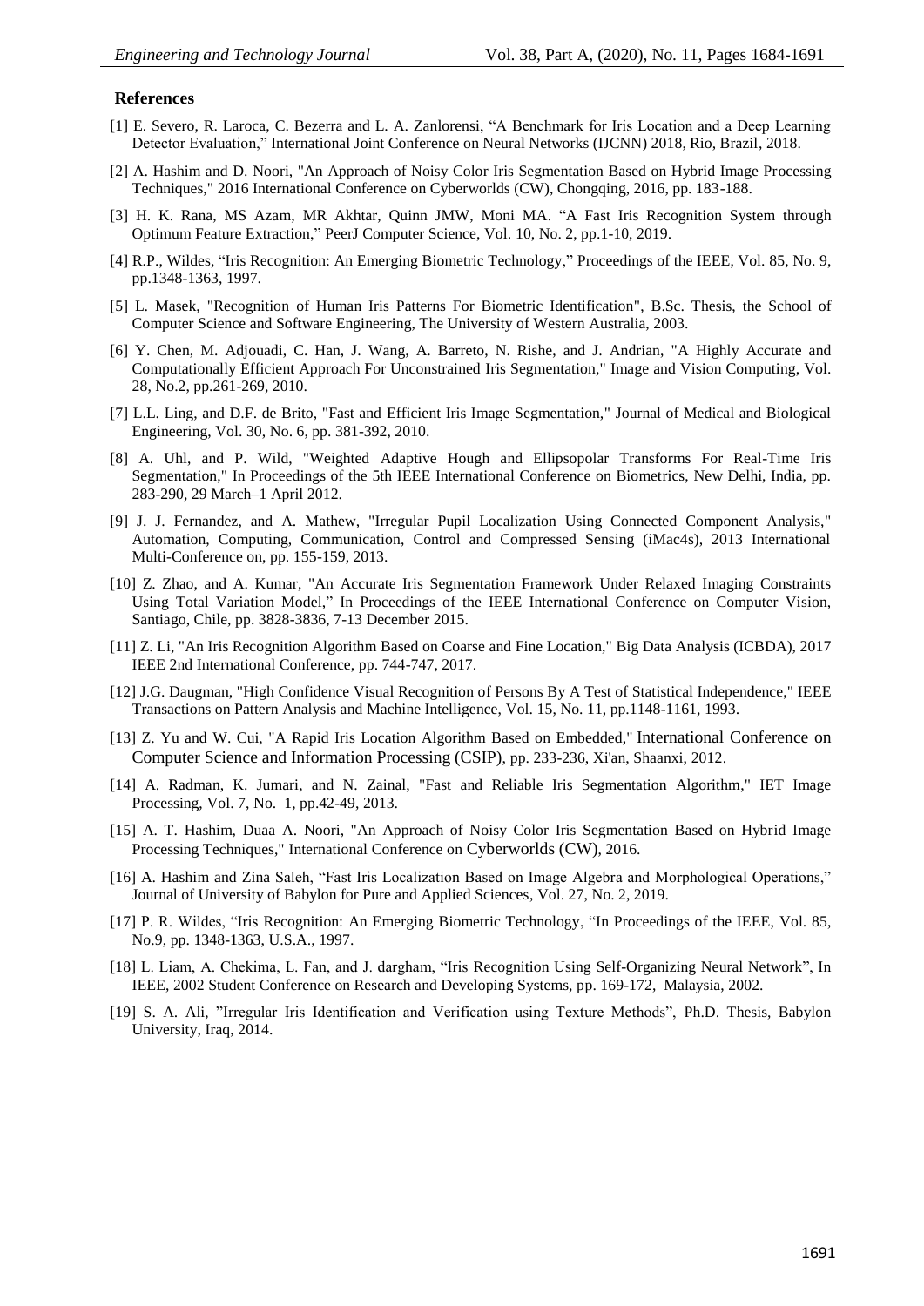## References

[1] E. Severo, R. Laroca, C. Bezerra and L. A. Zanlorensi, “A Benchmark for Iris Location and a Deep Learning Detector Evaluation,” International Joint Conference on Neural Networks (IJCNN) 2018, Rio, Brazil, 2018.

[2] A. Hashim and D. Noori, "An Approach of Noisy Color Iris Segmentation Based on Hybrid Image Processing Techniques," 2016 International Conference on Cyberworlds (CW), Chongqing, 2016, pp. 183-188.

[3] H. K. Rana, MS Azam, MR Akhtar, Quinn JMW, Moni MA. “A Fast Iris Recognition System through Optimum Feature Extraction,” PeerJ Computer Science, Vol. 10, No. 2, pp.1-10, 2019.

[4] R.P., Wildes, “Iris Recognition: An Emerging Biometric Technology,” Proceedings of the IEEE, Vol. 85, No. 9, pp.1348-1363, 1997.

[5] L. Masek, "Recognition of Human Iris Patterns For Biometric Identification", B.Sc. Thesis, the School of Computer Science and Software Engineering, The University of Western Australia, 2003.

[6] Y. Chen, M. Adjouadi, C. Han, J. Wang, A. Barreto, N. Rishe, and J. Andrian, "A Highly Accurate and Computationally Efficient Approach For Unconstrained Iris Segmentation," Image and Vision Computing, Vol. 28, No.2, pp.261-269, 2010.

[7] L.L. Ling, and D.F. de Brito, "Fast and Efficient Iris Image Segmentation," Journal of Medical and Biological Engineering, Vol. 30, No. 6, pp. 381-392, 2010.

[8] A. Uhl, and P. Wild, "Weighted Adaptive Hough and Ellipsopolar Transforms For Real-Time Iris Segmentation," In Proceedings of the 5th IEEE International Conference on Biometrics, New Delhi, India, pp. 283-290, 29 March–1 April 2012.

[9] J. J. Fernandez, and A. Mathew, "Irregular Pupil Localization Using Connected Component Analysis," Automation, Computing, Communication, Control and Compressed Sensing (iMac4s), 2013 International Multi-Conference on, pp. 155-159, 2013.

[10] Z. Zhao, and A. Kumar, "An Accurate Iris Segmentation Framework Under Relaxed Imaging Constraints Using Total Variation Model," In Proceedings of the IEEE International Conference on Computer Vision, Santiago, Chile, pp. 3828-3836, 7-13 December 2015.

[11] Z. Li, "An Iris Recognition Algorithm Based on Coarse and Fine Location," Big Data Analysis (ICBDA), 2017 IEEE 2nd International Conference, pp. 744-747, 2017.

[12] J.G. Daugman, "High Confidence Visual Recognition of Persons By A Test of Statistical Independence," IEEE Transactions on Pattern Analysis and Machine Intelligence, Vol. 15, No. 11, pp.1148-1161, 1993.

[13] Z. Yu and W. Cui, "A Rapid Iris Location Algorithm Based on Embedded," International Conference on Computer Science and Information Processing (CSIP), pp. 233-236, Xi'an, Shaanxi, 2012.

[14] A. Radman, K. Jumari, and N. Zainal, "Fast and Reliable Iris Segmentation Algorithm," IET Image Processing, Vol. 7, No. 1, pp.42-49, 2013.

[15] A. T. Hashim, Duaa A. Noori, "An Approach of Noisy Color Iris Segmentation Based on Hybrid Image Processing Techniques," International Conference on Cyberworlds (CW), 2016.

[16] A. Hashim and Zina Saleh, “Fast Iris Localization Based on Image Algebra and Morphological Operations,” Journal of University of Babylon for Pure and Applied Sciences, Vol. 27, No. 2, 2019.

[17] P. R. Wildes, “Iris Recognition: An Emerging Biometric Technology, “In Proceedings of the IEEE, Vol. 85, No.9, pp. 1348-1363, U.S.A., 1997.

[18] L. Liam, A. Chekima, L. Fan, and J. dargham, “Iris Recognition Using Self-Organizing Neural Network”, In IEEE, 2002 Student Conference on Research and Developing Systems, pp. 169-172, Malaysia, 2002.

[19] S. A. Ali, ”Irregular Iris Identification and Verification using Texture Methods”, Ph.D. Thesis, Babylon University, Iraq, 2014.